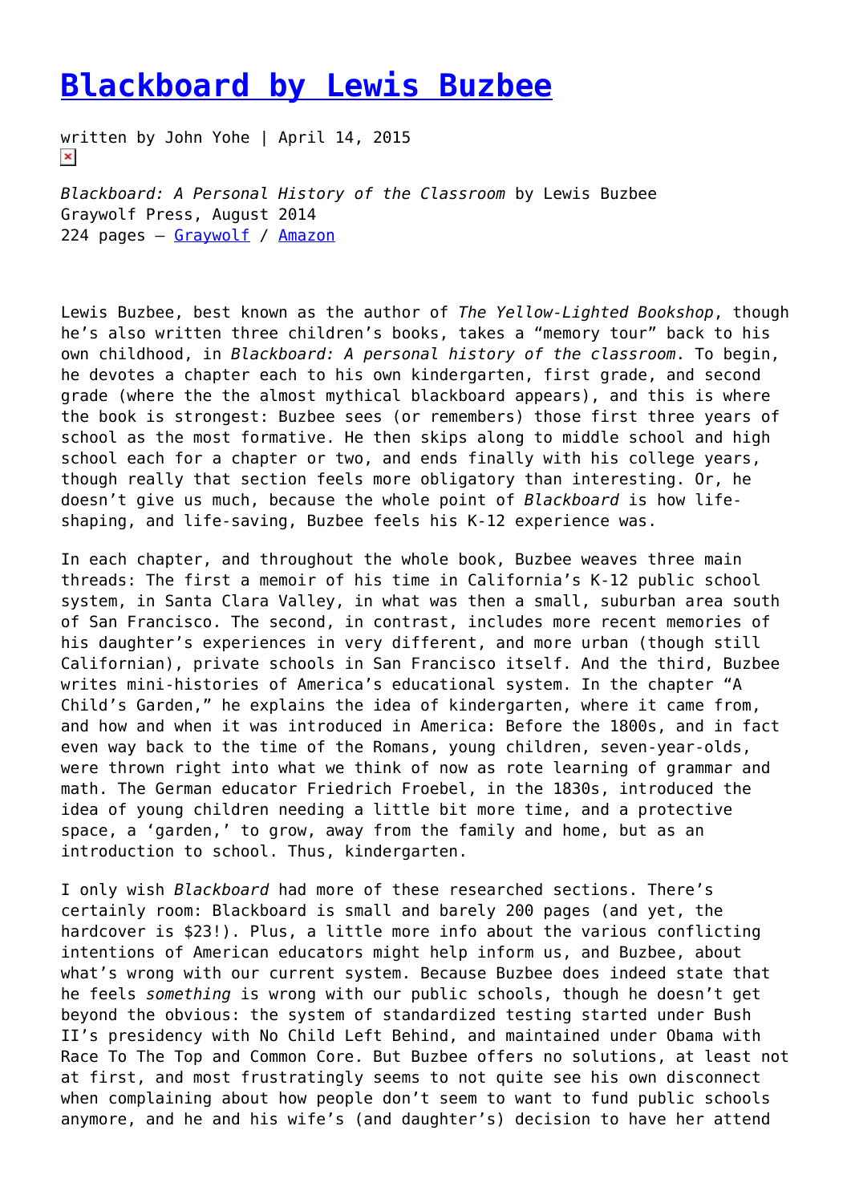# [Blackboard by Lewis Buzbee]

written by John Yohe | April 14, 2015

*Blackboard: A Personal History of the Classroom* by Lewis Buzbee
Graywolf Press, August 2014
224 pages – [Graywolf] / [Amazon]

Lewis Buzbee, best known as the author of *The Yellow-Lighted Bookshop*, though he's also written three children's books, takes a "memory tour" back to his own childhood, in *Blackboard: A personal history of the classroom*. To begin, he devotes a chapter each to his own kindergarten, first grade, and second grade (where the the almost mythical blackboard appears), and this is where the book is strongest: Buzbee sees (or remembers) those first three years of school as the most formative. He then skips along to middle school and high school each for a chapter or two, and ends finally with his college years, though really that section feels more obligatory than interesting. Or, he doesn't give us much, because the whole point of *Blackboard* is how life-shaping, and life-saving, Buzbee feels his K-12 experience was.

In each chapter, and throughout the whole book, Buzbee weaves three main threads: The first a memoir of his time in California's K-12 public school system, in Santa Clara Valley, in what was then a small, suburban area south of San Francisco. The second, in contrast, includes more recent memories of his daughter's experiences in very different, and more urban (though still Californian), private schools in San Francisco itself. And the third, Buzbee writes mini-histories of America's educational system. In the chapter "A Child's Garden," he explains the idea of kindergarten, where it came from, and how and when it was introduced in America: Before the 1800s, and in fact even way back to the time of the Romans, young children, seven-year-olds, were thrown right into what we think of now as rote learning of grammar and math. The German educator Friedrich Froebel, in the 1830s, introduced the idea of young children needing a little bit more time, and a protective space, a 'garden,' to grow, away from the family and home, but as an introduction to school. Thus, kindergarten.

I only wish *Blackboard* had more of these researched sections. There's certainly room: Blackboard is small and barely 200 pages (and yet, the hardcover is $23!). Plus, a little more info about the various conflicting intentions of American educators might help inform us, and Buzbee, about what's wrong with our current system. Because Buzbee does indeed state that he feels *something* is wrong with our public schools, though he doesn't get beyond the obvious: the system of standardized testing started under Bush II's presidency with No Child Left Behind, and maintained under Obama with Race To The Top and Common Core. But Buzbee offers no solutions, at least not at first, and most frustratingly seems to not quite see his own disconnect when complaining about how people don't seem to want to fund public schools anymore, and he and his wife's (and daughter's) decision to have her attend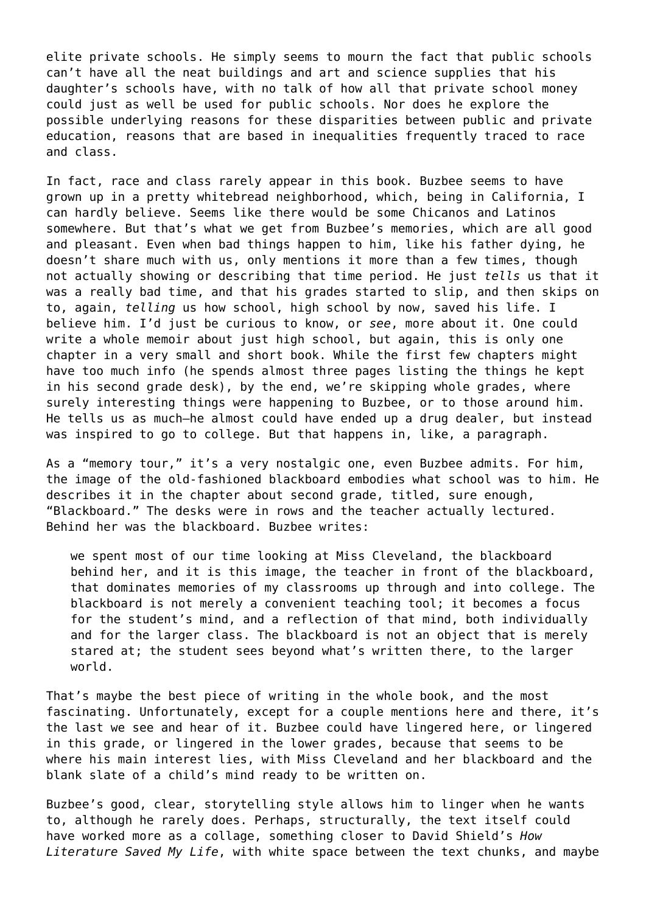elite private schools. He simply seems to mourn the fact that public schools can't have all the neat buildings and art and science supplies that his daughter's schools have, with no talk of how all that private school money could just as well be used for public schools. Nor does he explore the possible underlying reasons for these disparities between public and private education, reasons that are based in inequalities frequently traced to race and class.

In fact, race and class rarely appear in this book. Buzbee seems to have grown up in a pretty whitebread neighborhood, which, being in California, I can hardly believe. Seems like there would be some Chicanos and Latinos somewhere. But that's what we get from Buzbee's memories, which are all good and pleasant. Even when bad things happen to him, like his father dying, he doesn't share much with us, only mentions it more than a few times, though not actually showing or describing that time period. He just *tells* us that it was a really bad time, and that his grades started to slip, and then skips on to, again, *telling* us how school, high school by now, saved his life. I believe him. I'd just be curious to know, or *see*, more about it. One could write a whole memoir about just high school, but again, this is only one chapter in a very small and short book. While the first few chapters might have too much info (he spends almost three pages listing the things he kept in his second grade desk), by the end, we're skipping whole grades, where surely interesting things were happening to Buzbee, or to those around him. He tells us as much—he almost could have ended up a drug dealer, but instead was inspired to go to college. But that happens in, like, a paragraph.

As a "memory tour," it's a very nostalgic one, even Buzbee admits. For him, the image of the old-fashioned blackboard embodies what school was to him. He describes it in the chapter about second grade, titled, sure enough, "Blackboard." The desks were in rows and the teacher actually lectured. Behind her was the blackboard. Buzbee writes:

> we spent most of our time looking at Miss Cleveland, the blackboard behind her, and it is this image, the teacher in front of the blackboard, that dominates memories of my classrooms up through and into college. The blackboard is not merely a convenient teaching tool; it becomes a focus for the student's mind, and a reflection of that mind, both individually and for the larger class. The blackboard is not an object that is merely stared at; the student sees beyond what's written there, to the larger world.

That's maybe the best piece of writing in the whole book, and the most fascinating. Unfortunately, except for a couple mentions here and there, it's the last we see and hear of it. Buzbee could have lingered here, or lingered in this grade, or lingered in the lower grades, because that seems to be where his main interest lies, with Miss Cleveland and her blackboard and the blank slate of a child's mind ready to be written on.

Buzbee's good, clear, storytelling style allows him to linger when he wants to, although he rarely does. Perhaps, structurally, the text itself could have worked more as a collage, something closer to David Shield's *How Literature Saved My Life*, with white space between the text chunks, and maybe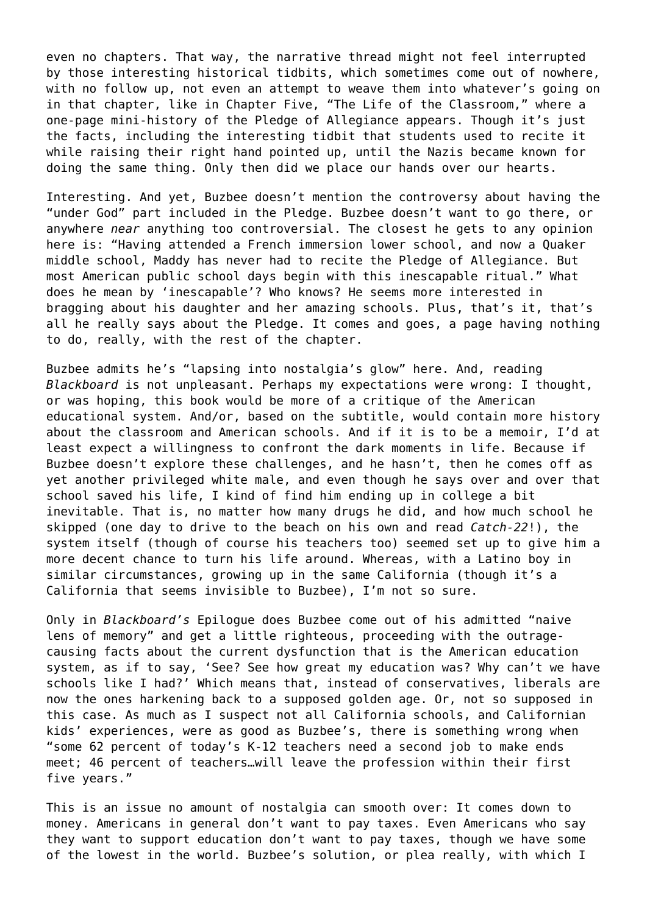even no chapters. That way, the narrative thread might not feel interrupted by those interesting historical tidbits, which sometimes come out of nowhere, with no follow up, not even an attempt to weave them into whatever's going on in that chapter, like in Chapter Five, "The Life of the Classroom," where a one-page mini-history of the Pledge of Allegiance appears. Though it's just the facts, including the interesting tidbit that students used to recite it while raising their right hand pointed up, until the Nazis became known for doing the same thing. Only then did we place our hands over our hearts.

Interesting. And yet, Buzbee doesn't mention the controversy about having the "under God" part included in the Pledge. Buzbee doesn't want to go there, or anywhere *near* anything too controversial. The closest he gets to any opinion here is: "Having attended a French immersion lower school, and now a Quaker middle school, Maddy has never had to recite the Pledge of Allegiance. But most American public school days begin with this inescapable ritual." What does he mean by 'inescapable'? Who knows? He seems more interested in bragging about his daughter and her amazing schools. Plus, that's it, that's all he really says about the Pledge. It comes and goes, a page having nothing to do, really, with the rest of the chapter.

Buzbee admits he's "lapsing into nostalgia's glow" here. And, reading *Blackboard* is not unpleasant. Perhaps my expectations were wrong: I thought, or was hoping, this book would be more of a critique of the American educational system. And/or, based on the subtitle, would contain more history about the classroom and American schools. And if it is to be a memoir, I'd at least expect a willingness to confront the dark moments in life. Because if Buzbee doesn't explore these challenges, and he hasn't, then he comes off as yet another privileged white male, and even though he says over and over that school saved his life, I kind of find him ending up in college a bit inevitable. That is, no matter how many drugs he did, and how much school he skipped (one day to drive to the beach on his own and read *Catch-22*!), the system itself (though of course his teachers too) seemed set up to give him a more decent chance to turn his life around. Whereas, with a Latino boy in similar circumstances, growing up in the same California (though it's a California that seems invisible to Buzbee), I'm not so sure.

Only in *Blackboard's* Epilogue does Buzbee come out of his admitted "naive lens of memory" and get a little righteous, proceeding with the outrage-causing facts about the current dysfunction that is the American education system, as if to say, 'See? See how great my education was? Why can't we have schools like I had?' Which means that, instead of conservatives, liberals are now the ones harkening back to a supposed golden age. Or, not so supposed in this case. As much as I suspect not all California schools, and Californian kids' experiences, were as good as Buzbee's, there is something wrong when "some 62 percent of today's K-12 teachers need a second job to make ends meet; 46 percent of teachers…will leave the profession within their first five years."

This is an issue no amount of nostalgia can smooth over: It comes down to money. Americans in general don't want to pay taxes. Even Americans who say they want to support education don't want to pay taxes, though we have some of the lowest in the world. Buzbee's solution, or plea really, with which I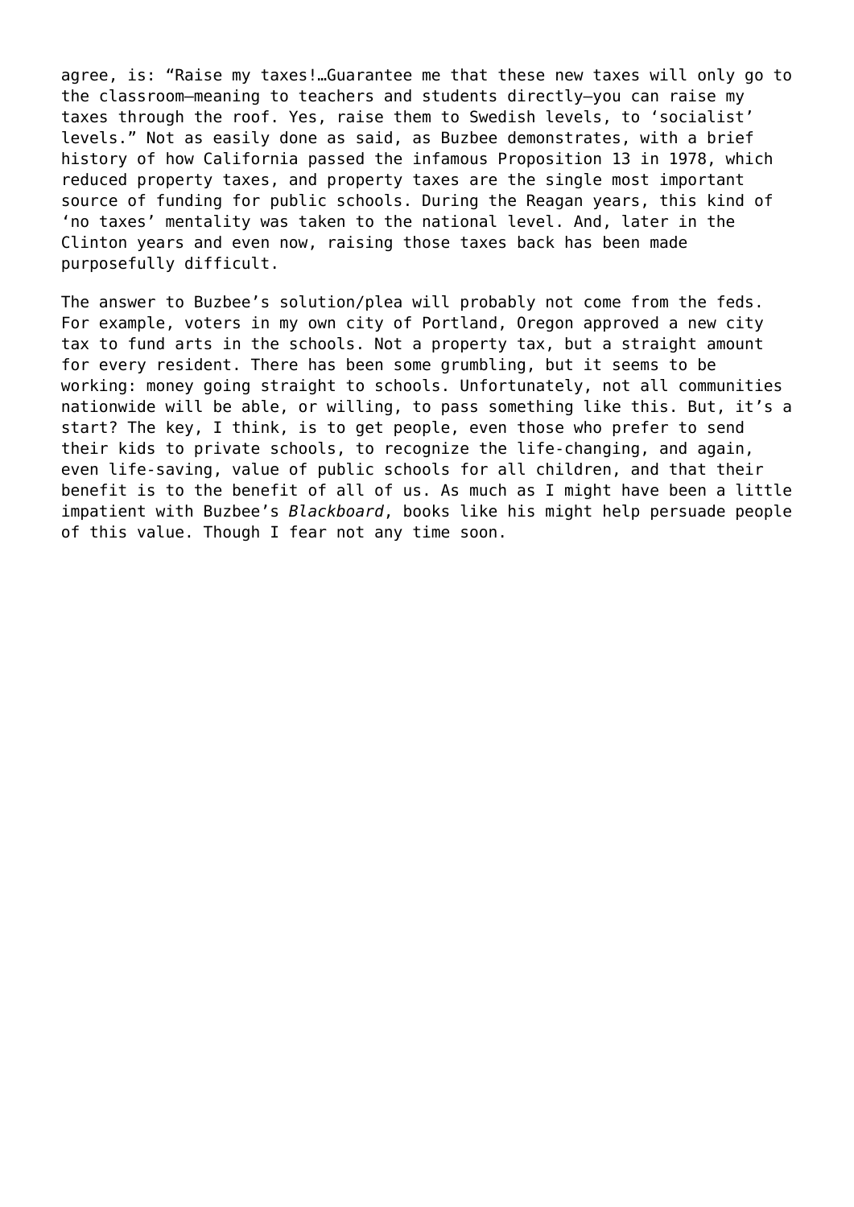agree, is: "Raise my taxes!…Guarantee me that these new taxes will only go to the classroom—meaning to teachers and students directly—you can raise my taxes through the roof. Yes, raise them to Swedish levels, to 'socialist' levels." Not as easily done as said, as Buzbee demonstrates, with a brief history of how California passed the infamous Proposition 13 in 1978, which reduced property taxes, and property taxes are the single most important source of funding for public schools. During the Reagan years, this kind of 'no taxes' mentality was taken to the national level. And, later in the Clinton years and even now, raising those taxes back has been made purposefully difficult.

The answer to Buzbee's solution/plea will probably not come from the feds. For example, voters in my own city of Portland, Oregon approved a new city tax to fund arts in the schools. Not a property tax, but a straight amount for every resident. There has been some grumbling, but it seems to be working: money going straight to schools. Unfortunately, not all communities nationwide will be able, or willing, to pass something like this. But, it's a start? The key, I think, is to get people, even those who prefer to send their kids to private schools, to recognize the life-changing, and again, even life-saving, value of public schools for all children, and that their benefit is to the benefit of all of us. As much as I might have been a little impatient with Buzbee's *Blackboard*, books like his might help persuade people of this value. Though I fear not any time soon.